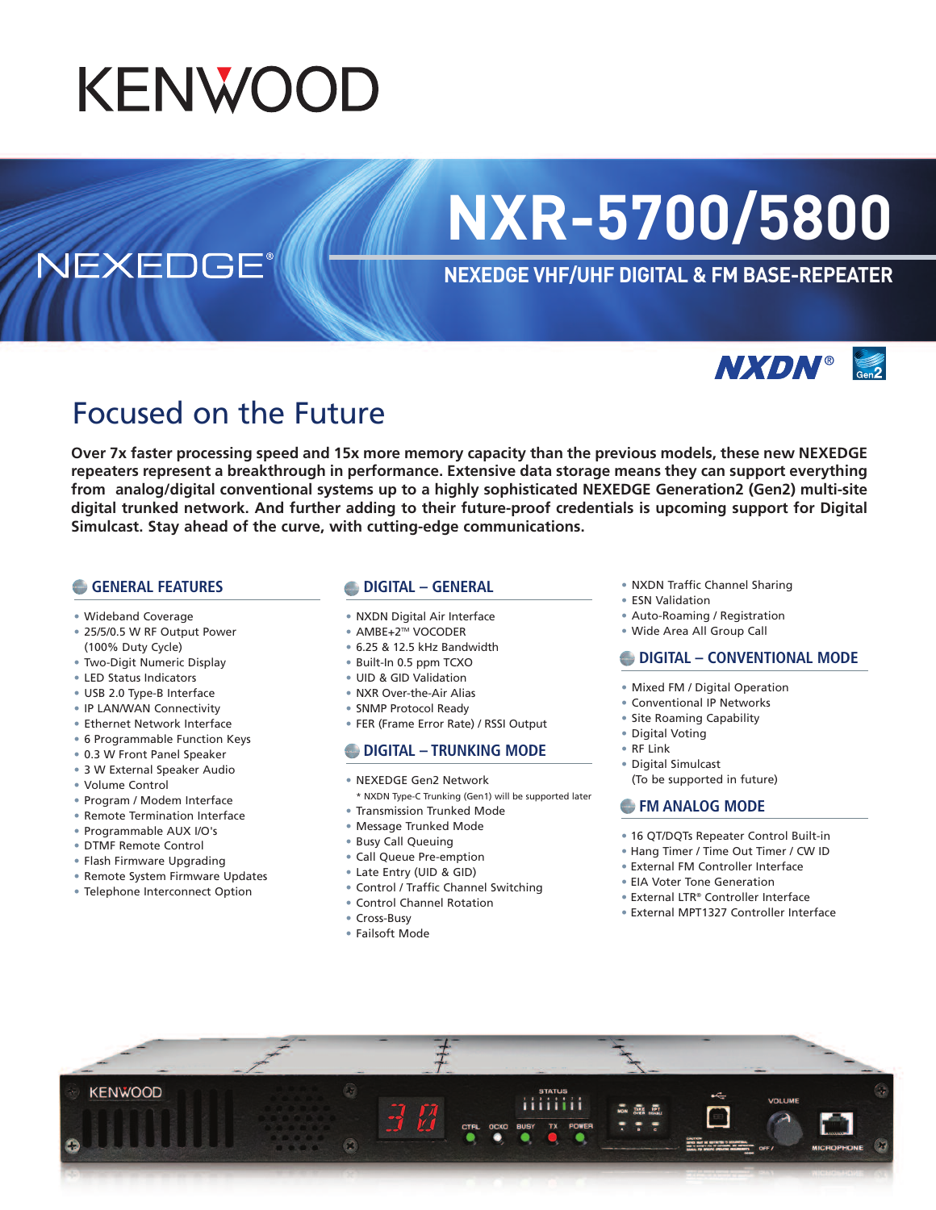KENWOOD

NEXEDGE®

# NXR-5700/5800

## NEXEDGE VHF/UHF DIGITAL & FM BASE-REPEATER

NXDN® Gen2

## Focused on the Future

**Over 7x faster processing speed and 15x more memory capacity than the previous models, these new NEXEDGE repeaters represent a breakthrough in performance. Extensive data storage means they can support everything from analog/digital conventional systems up to a highly sophisticated NEXEDGE Generation2 (Gen2) multi-site digital trunked network. And further adding to their future-proof credentials is upcoming support for Digital Simulcast. Stay ahead of the curve, with cutting-edge communications.**

### GENERAL FEATURES

- Wideband Coverage
- 25/5/0.5 W RF Output Power (100% Duty Cycle)
- Two-Digit Numeric Display
- LED Status Indicators
- USB 2.0 Type-B Interface
- IP LAN/WAN Connectivity
- Ethernet Network Interface
- 6 Programmable Function Keys
- 0.3 W Front Panel Speaker
- 3 W External Speaker Audio
- Volume Control
- Program / Modem Interface
- Remote Termination Interface
- Programmable AUX I/O's
- DTMF Remote Control
- Flash Firmware Upgrading
- Remote System Firmware Updates
- Telephone Interconnect Option

### DIGITAL – GENERAL

- NXDN Digital Air Interface
- AMBE+2™ VOCODER
- 6.25 & 12.5 kHz Bandwidth
- Built-In 0.5 ppm TCXO
- UID & GID Validation
- NXR Over-the-Air Alias
- SNMP Protocol Ready
- FER (Frame Error Rate) / RSSI Output

### DIGITAL – TRUNKING MODE

- NEXEDGE Gen2 Network
  * NXDN Type-C Trunking (Gen1) will be supported later
- Transmission Trunked Mode
- Message Trunked Mode
- Busy Call Queuing
- Call Queue Pre-emption
- Late Entry (UID & GID)
- Control / Traffic Channel Switching
- Control Channel Rotation
- Cross-Busy
- Failsoft Mode
- NXDN Traffic Channel Sharing
- ESN Validation
- Auto-Roaming / Registration
- Wide Area All Group Call

### DIGITAL – CONVENTIONAL MODE

- Mixed FM / Digital Operation
- Conventional IP Networks
- Site Roaming Capability
- Digital Voting
- RF Link
- Digital Simulcast (To be supported in future)

### FM ANALOG MODE

- 16 QT/DQTs Repeater Control Built-in
- Hang Timer / Time Out Timer / CW ID
- External FM Controller Interface
- EIA Voter Tone Generation
- External LTR® Controller Interface
- External MPT1327 Controller Interface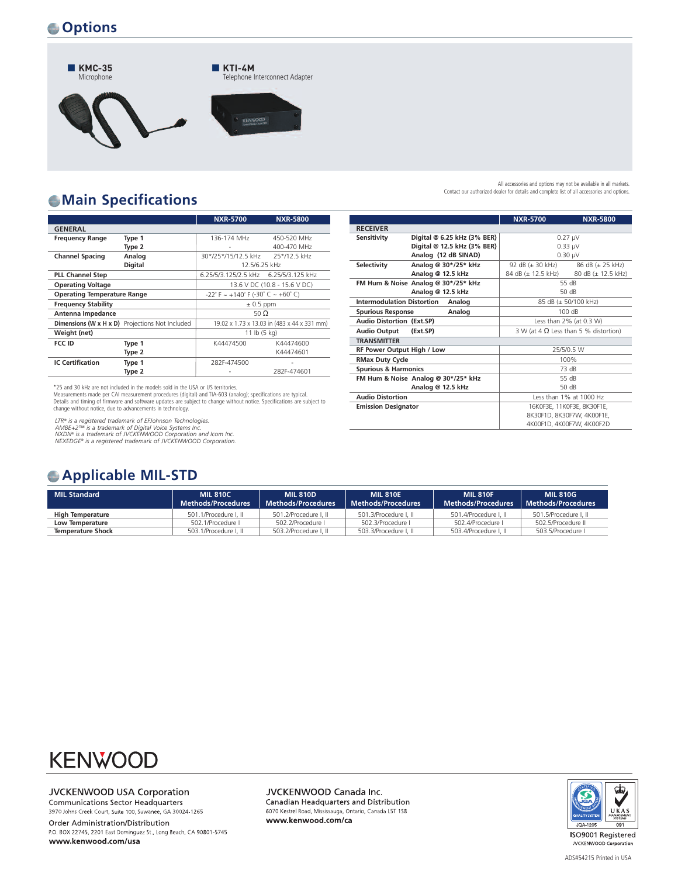## Options

**KMC-35**
Microphone

**KTI-4M**
Telephone Interconnect Adapter

All accessories and options may not be available in all markets.
Contact our authorized dealer for details and complete list of all accessories and options.

## Main Specifications

| | | NXR-5700 | NXR-5800 |
|---|---|---|---|
| **GENERAL** | | | |
| **Frequency Range** | **Type 1** | 136-174 MHz | 450-520 MHz |
| | **Type 2** | - | 400-470 MHz |
| **Channel Spacing** | **Analog** | 30*/25*/15/12.5 kHz | 25*/12.5 kHz |
| | **Digital** | 12.5/6.25 kHz | |
| **PLL Channel Step** | | 6.25/5/3.125/2.5 kHz | 6.25/5/3.125 kHz |
| **Operating Voltage** | | 13.6 V DC (10.8 - 15.6 V DC) | |
| **Operating Temperature Range** | | -22˚ F ~ +140˚ F (-30˚ C ~ +60˚ C) | |
| **Frequency Stability** | | ± 0.5 ppm | |
| **Antenna Impedance** | | 50 Ω | |
| **Dimensions (W x H x D)** | Projections Not Included | 19.02 x 1.73 x 13.03 in (483 x 44 x 331 mm) | |
| **Weight (net)** | | 11 lb (5 kg) | |
| **FCC ID** | **Type 1** | K44474500 | K44474600 |
| | **Type 2** | | K44474601 |
| **IC Certification** | **Type 1** | 282F-474500 | - |
| | **Type 2** | - | 282F-474601 |

*25 and 30 kHz are not included in the models sold in the USA or US territories.
Measurements made per CAI measurement procedures (digital) and TIA-603 (analog); specifications are typical.
Details and timing of firmware and software updates are subject to change without notice. Specifications are subject to change without notice, due to advancements in technology.

*LTR® is a registered trademark of EFJohnson Technologies.*
*AMBE+2™ is a trademark of Digital Voice Systems Inc.*
*NXDN® is a trademark of JVCKENWOOD Corporation and Icom Inc.*
*NEXEDGE® is a registered trademark of JVCKENWOOD Corporation.*

| | | NXR-5700 | NXR-5800 |
|---|---|---|---|
| **RECEIVER** | | | |
| **Sensitivity** | **Digital @ 6.25 kHz (3% BER)** | 0.27 µV | |
| | **Digital @ 12.5 kHz (3% BER)** | 0.33 µV | |
| | **Analog (12 dB SINAD)** | 0.30 µV | |
| **Selectivity** | **Analog @ 30*/25* kHz** | 92 dB (± 30 kHz) | 86 dB (± 25 kHz) |
| | **Analog @ 12.5 kHz** | 84 dB (± 12.5 kHz) | 80 dB (± 12.5 kHz) |
| **FM Hum & Noise** | **Analog @ 30*/25* kHz** | 55 dB | |
| | **Analog @ 12.5 kHz** | 50 dB | |
| **Intermodulation Distortion** | **Analog** | 85 dB (± 50/100 kHz) | |
| **Spurious Response** | **Analog** | 100 dB | |
| **Audio Distortion** | **(Ext.SP)** | Less than 2% (at 0.3 W) | |
| **Audio Output** | **(Ext.SP)** | 3 W (at 4 Ω Less than 5 % distortion) | |
| **TRANSMITTER** | | | |
| **RF Power Output High / Low** | | 25/5/0.5 W | |
| **RMax Duty Cycle** | | 100% | |
| **Spurious & Harmonics** | | 73 dB | |
| **FM Hum & Noise** | **Analog @ 30*/25* kHz** | 55 dB | |
| | **Analog @ 12.5 kHz** | 50 dB | |
| **Audio Distortion** | | Less than 1% at 1000 Hz | |
| **Emission Designator** | | 16K0F3E, 11K0F3E, 8K30F1E, 8K30F1D, 8K30F7W, 4K00F1E, 4K00F1D, 4K00F7W, 4K00F2D | |

## Applicable MIL-STD

| MIL Standard | MIL 810C Methods/Procedures | MIL 810D Methods/Procedures | MIL 810E Methods/Procedures | MIL 810F Methods/Procedures | MIL 810G Methods/Procedures |
|---|---|---|---|---|---|
| **High Temperature** | 501.1/Procedure I, II | 501.2/Procedure I, II | 501.3/Procedure I, II | 501.4/Procedure I, II | 501.5/Procedure I, II |
| **Low Temperature** | 502.1/Procedure I | 502.2/Procedure I | 502.3/Procedure I | 502.4/Procedure I | 502.5/Procedure II |
| **Temperature Shock** | 503.1/Procedure I, II | 503.2/Procedure I, II | 503.3/Procedure I, II | 503.4/Procedure I, II | 503.5/Procedure I |

KENWOOD

**JVCKENWOOD USA Corporation**
Communications Sector Headquarters
3970 Johns Creek Court, Suite 100, Suwanee, GA 30024-1265

Order Administration/Distribution
P.O. BOX 22745, 2201 East Dominguez St., Long Beach, CA 90801-5745
**www.kenwood.com/usa**

**JVCKENWOOD Canada Inc.**
Canadian Headquarters and Distribution
6070 Kestrel Road, Mississauga, Ontario, Canada L5T 1S8
**www.kenwood.com/ca**

JQA-1205 091
ISO9001 Registered
JVCKENWOOD Corporation

ADS#54215 Printed in USA